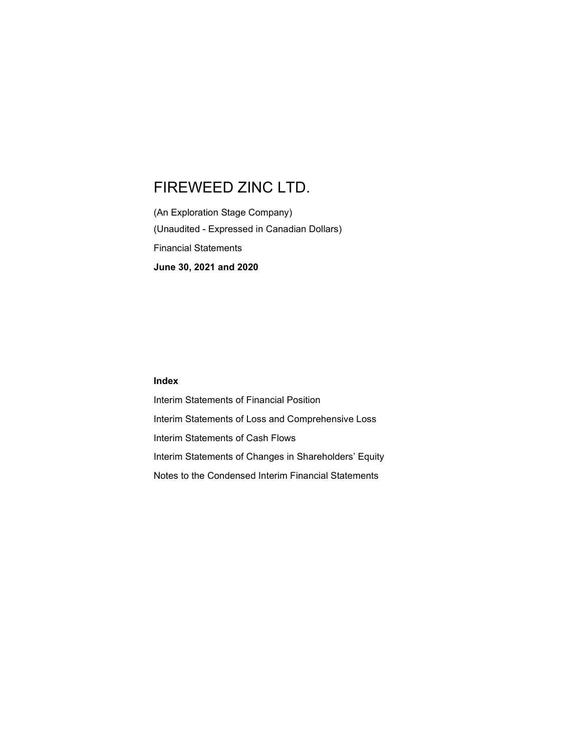# FIREWEED ZINC LTD.

(An Exploration Stage Company)

(Unaudited - Expressed in Canadian Dollars)

Financial Statements

**June 30, 2021 and 2020**

**Index**

Interim Statements of Financial Position

Interim Statements of Loss and Comprehensive Loss

Interim Statements of Cash Flows

Interim Statements of Changes in Shareholders' Equity

Notes to the Condensed Interim Financial Statements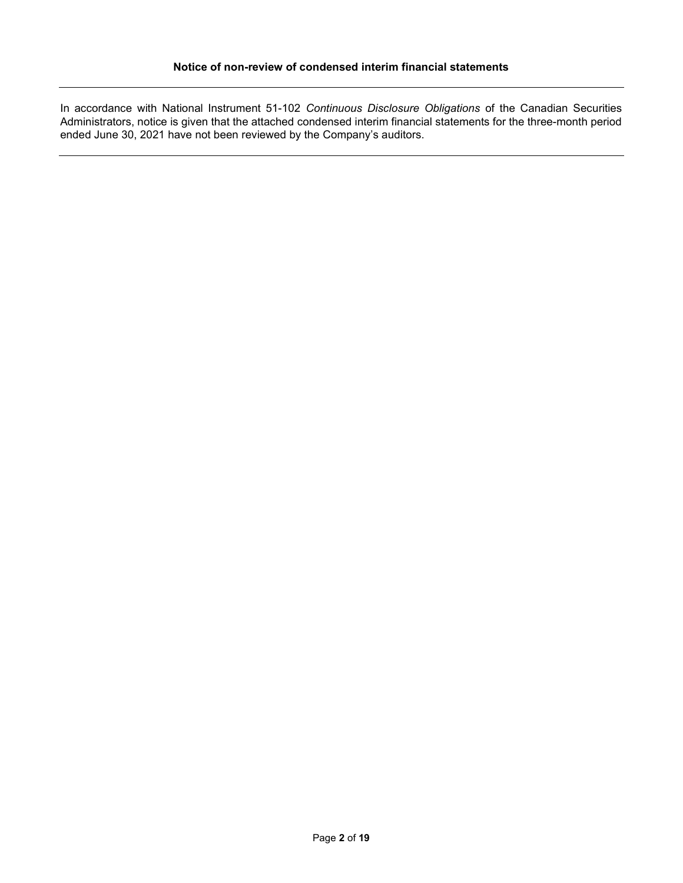**Notice of non-review of condensed interim financial statements**

---

In accordance with National Instrument 51-102 *Continuous Disclosure Obligations* of the Canadian Securities Administrators, notice is given that the attached condensed interim financial statements for the three-month period ended June 30, 2021 have not been reviewed by the Company's auditors.

---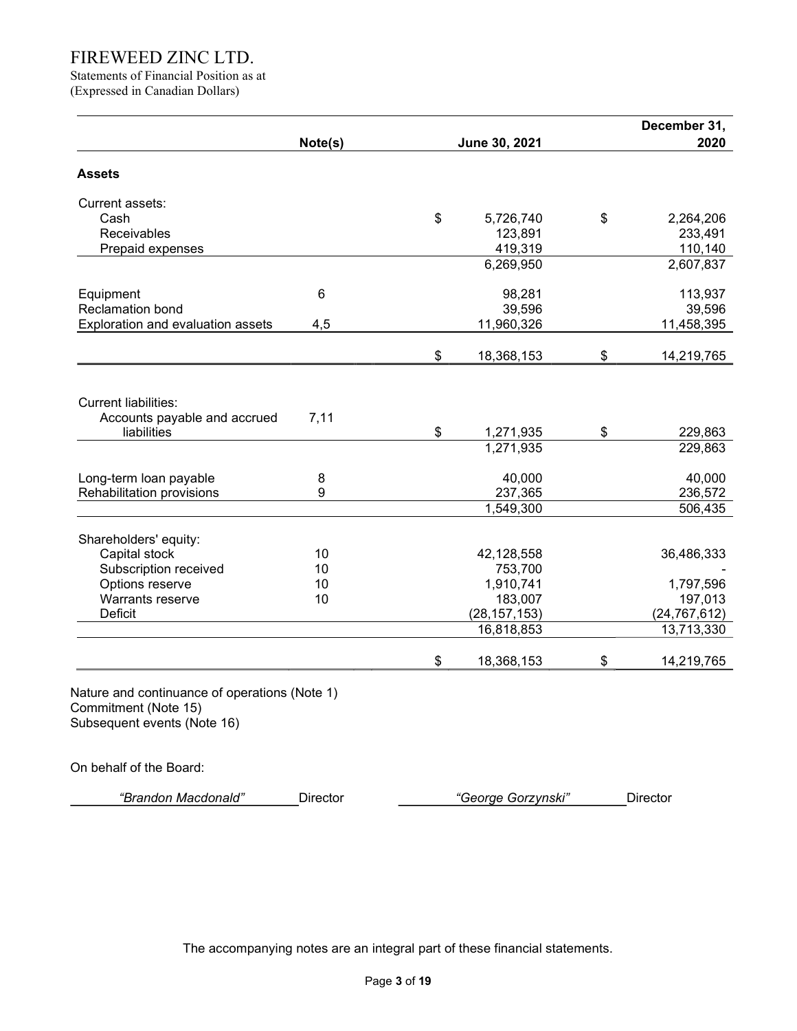# FIREWEED ZINC LTD.

Statements of Financial Position as at
(Expressed in Canadian Dollars)

| | Note(s) | June 30, 2021 | December 31, 2020 |
|---|---|---|---|
| **Assets** | | | |
| Current assets: | | | |
| Cash | | $ 5,726,740 | $ 2,264,206 |
| Receivables | | 123,891 | 233,491 |
| Prepaid expenses | | 419,319 | 110,140 |
| | | 6,269,950 | 2,607,837 |
| Equipment | 6 | 98,281 | 113,937 |
| Reclamation bond | | 39,596 | 39,596 |
| Exploration and evaluation assets | 4,5 | 11,960,326 | 11,458,395 |
| | | $ 18,368,153 | $ 14,219,765 |
| Current liabilities: | | | |
| Accounts payable and accrued liabilities | 7,11 | $ 1,271,935 | $ 229,863 |
| | | 1,271,935 | 229,863 |
| Long-term loan payable | 8 | 40,000 | 40,000 |
| Rehabilitation provisions | 9 | 237,365 | 236,572 |
| | | 1,549,300 | 506,435 |
| Shareholders' equity: | | | |
| Capital stock | 10 | 42,128,558 | 36,486,333 |
| Subscription received | 10 | 753,700 | - |
| Options reserve | 10 | 1,910,741 | 1,797,596 |
| Warrants reserve | 10 | 183,007 | 197,013 |
| Deficit | | (28,157,153) | (24,767,612) |
| | | 16,818,853 | 13,713,330 |
| | | $ 18,368,153 | $ 14,219,765 |

Nature and continuance of operations (Note 1)
Commitment (Note 15)
Subsequent events (Note 16)

On behalf of the Board:

*"Brandon Macdonald"* Director &nbsp;&nbsp;&nbsp;&nbsp; *"George Gorzynski"* Director

The accompanying notes are an integral part of these financial statements.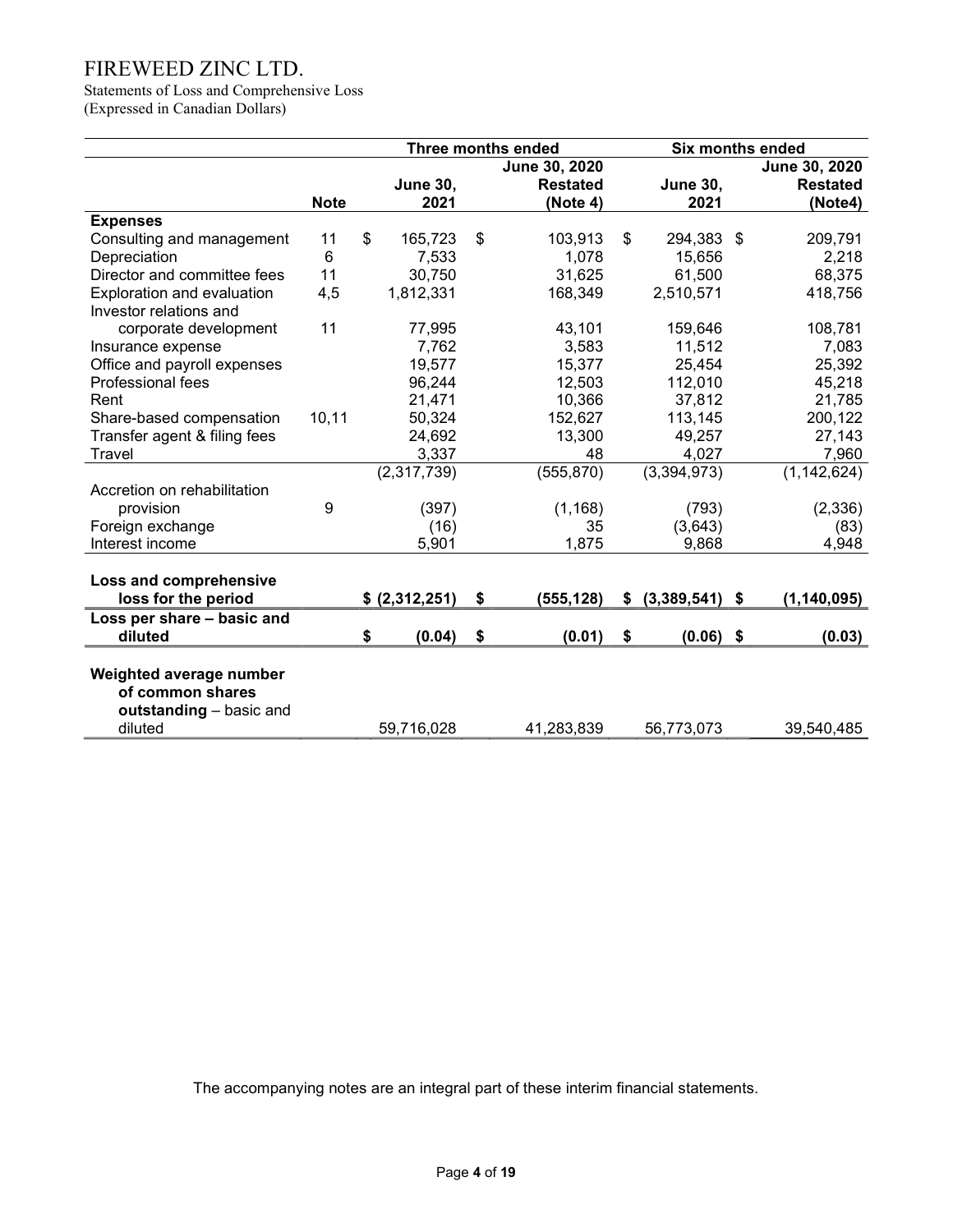# FIREWEED ZINC LTD.

Statements of Loss and Comprehensive Loss
(Expressed in Canadian Dollars)

| | | Three months ended | | Six months ended | |
|---|---|---|---|---|---|
| | Note | June 30, 2021 | June 30, 2020 Restated (Note 4) | June 30, 2021 | June 30, 2020 Restated (Note4) |
| **Expenses** | | | | | |
| Consulting and management | 11 | $ 165,723 | $ 103,913 | $ 294,383 | $ 209,791 |
| Depreciation | 6 | 7,533 | 1,078 | 15,656 | 2,218 |
| Director and committee fees | 11 | 30,750 | 31,625 | 61,500 | 68,375 |
| Exploration and evaluation | 4,5 | 1,812,331 | 168,349 | 2,510,571 | 418,756 |
| Investor relations and corporate development | 11 | 77,995 | 43,101 | 159,646 | 108,781 |
| Insurance expense | | 7,762 | 3,583 | 11,512 | 7,083 |
| Office and payroll expenses | | 19,577 | 15,377 | 25,454 | 25,392 |
| Professional fees | | 96,244 | 12,503 | 112,010 | 45,218 |
| Rent | | 21,471 | 10,366 | 37,812 | 21,785 |
| Share-based compensation | 10,11 | 50,324 | 152,627 | 113,145 | 200,122 |
| Transfer agent & filing fees | | 24,692 | 13,300 | 49,257 | 27,143 |
| Travel | | 3,337 | 48 | 4,027 | 7,960 |
| | | (2,317,739) | (555,870) | (3,394,973) | (1,142,624) |
| Accretion on rehabilitation provision | 9 | (397) | (1,168) | (793) | (2,336) |
| Foreign exchange | | (16) | 35 | (3,643) | (83) |
| Interest income | | 5,901 | 1,875 | 9,868 | 4,948 |
| **Loss and comprehensive loss for the period** | | **$ (2,312,251)** | **$ (555,128)** | **$ (3,389,541)** | **$ (1,140,095)** |
| **Loss per share – basic and diluted** | | **$ (0.04)** | **$ (0.01)** | **$ (0.06)** | **$ (0.03)** |
| **Weighted average number of common shares outstanding** – basic and diluted | | 59,716,028 | 41,283,839 | 56,773,073 | 39,540,485 |

The accompanying notes are an integral part of these interim financial statements.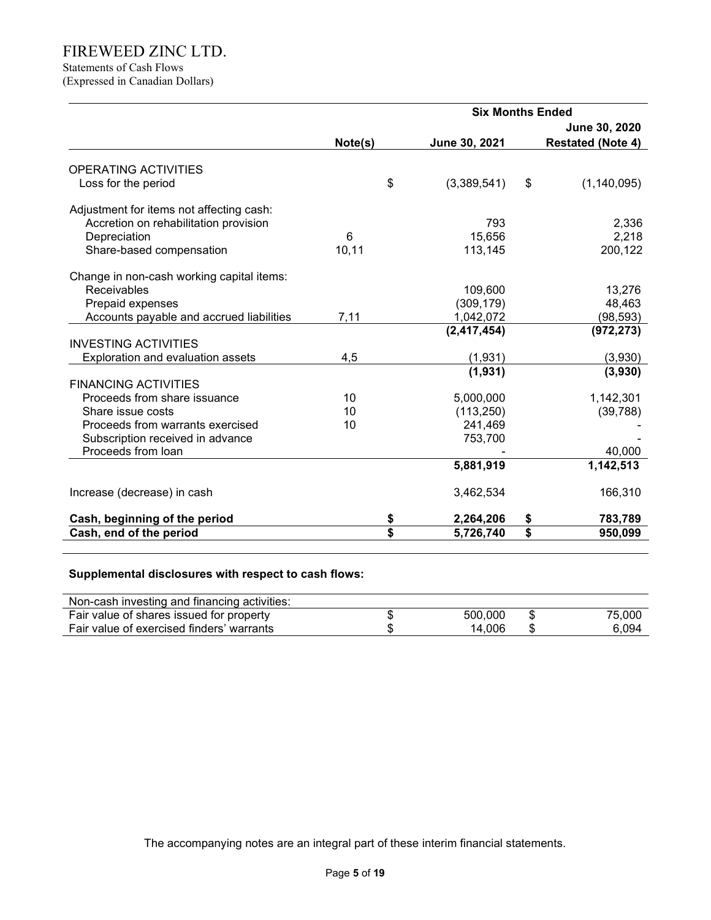# FIREWEED ZINC LTD.

Statements of Cash Flows
(Expressed in Canadian Dollars)

| | Note(s) | Six Months Ended June 30, 2021 | Six Months Ended June 30, 2020 Restated (Note 4) |
|---|---|---|---|
| **OPERATING ACTIVITIES** | | | |
| Loss for the period | | $ (3,389,541) | $ (1,140,095) |
| | | | |
| Adjustment for items not affecting cash: | | | |
| Accretion on rehabilitation provision | | 793 | 2,336 |
| Depreciation | 6 | 15,656 | 2,218 |
| Share-based compensation | 10,11 | 113,145 | 200,122 |
| | | | |
| Change in non-cash working capital items: | | | |
| Receivables | | 109,600 | 13,276 |
| Prepaid expenses | | (309,179) | 48,463 |
| Accounts payable and accrued liabilities | 7,11 | 1,042,072 | (98,593) |
| | | **(2,417,454)** | **(972,273)** |
| **INVESTING ACTIVITIES** | | | |
| Exploration and evaluation assets | 4,5 | (1,931) | (3,930) |
| | | **(1,931)** | **(3,930)** |
| **FINANCING ACTIVITIES** | | | |
| Proceeds from share issuance | 10 | 5,000,000 | 1,142,301 |
| Share issue costs | 10 | (113,250) | (39,788) |
| Proceeds from warrants exercised | 10 | 241,469 | - |
| Subscription received in advance | | 753,700 | - |
| Proceeds from loan | | - | 40,000 |
| | | **5,881,919** | **1,142,513** |
| | | | |
| Increase (decrease) in cash | | 3,462,534 | 166,310 |
| | | | |
| **Cash, beginning of the period** | | **$ 2,264,206** | **$ 783,789** |
| **Cash, end of the period** | | **$ 5,726,740** | **$ 950,099** |

**Supplemental disclosures with respect to cash flows:**

| Non-cash investing and financing activities: | | |
|---|---|---|
| Fair value of shares issued for property | $ 500,000 | $ 75,000 |
| Fair value of exercised finders' warrants | $ 14,006 | $ 6,094 |

The accompanying notes are an integral part of these interim financial statements.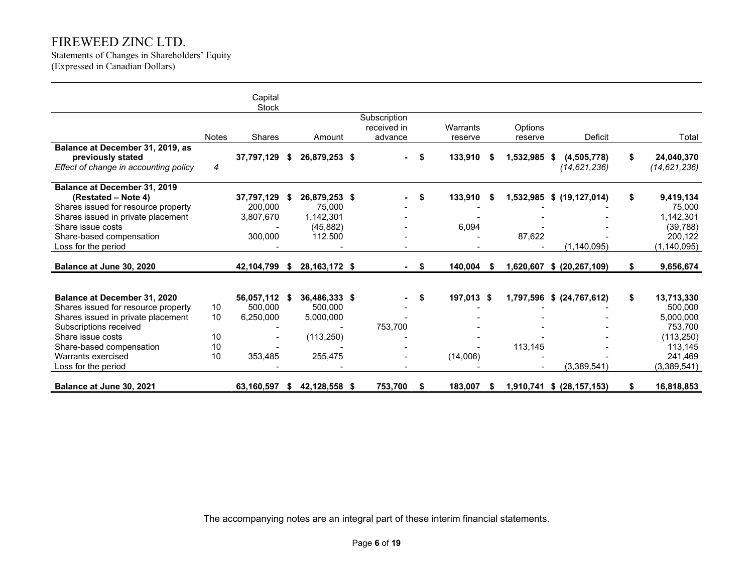# FIREWEED ZINC LTD.

Statements of Changes in Shareholders' Equity
(Expressed in Canadian Dollars)

| | | Capital Stock | | | | | | |
|---|---|---|---|---|---|---|---|---|
| | Notes | Shares | Amount | Subscription received in advance | Warrants reserve | Options reserve | Deficit | Total |
| **Balance at December 31, 2019, as previously stated** | | **37,797,129** | **$ 26,879,253** | **$ -** | **$ 133,910** | **$ 1,532,985** | **$ (4,505,778)** | **$ 24,040,370** |
| *Effect of change in accounting policy* | *4* | | | | | | *(14,621,236)* | *(14,621,236)* |
| **Balance at December 31, 2019 (Restated – Note 4)** | | **37,797,129** | **$ 26,879,253** | **$ -** | **$ 133,910** | **$ 1,532,985** | **$ (19,127,014)** | **$ 9,419,134** |
| Shares issued for resource property | | 200,000 | 75,000 | - | - | - | - | 75,000 |
| Shares issued in private placement | | 3,807,670 | 1,142,301 | - | - | - | - | 1,142,301 |
| Share issue costs | | - | (45,882) | - | 6,094 | - | - | (39,788) |
| Share-based compensation | | 300,000 | 112.500 | - | - | 87,622 | - | 200,122 |
| Loss for the period | | - | - | - | - | - | (1,140,095) | (1,140,095) |
| **Balance at June 30, 2020** | | **42,104,799** | **$ 28,163,172** | **$ -** | **$ 140,004** | **$ 1,620,607** | **$ (20,267,109)** | **$ 9,656,674** |
| | | | | | | | | |
| **Balance at December 31, 2020** | | **56,057,112** | **$ 36,486,333** | **$ -** | **$ 197,013** | **$ 1,797,596** | **$ (24,767,612)** | **$ 13,713,330** |
| Shares issued for resource property | 10 | 500,000 | 500,000 | - | - | - | - | 500,000 |
| Shares issued in private placement | 10 | 6,250,000 | 5,000,000 | - | - | - | - | 5,000,000 |
| Subscriptions received | | - | - | 753,700 | - | - | - | 753,700 |
| Share issue costs | 10 | - | (113,250) | - | - | - | - | (113,250) |
| Share-based compensation | 10 | - | - | - | - | 113,145 | - | 113,145 |
| Warrants exercised | 10 | 353,485 | 255,475 | - | (14,006) | - | - | 241,469 |
| Loss for the period | | - | - | - | - | - | (3,389,541) | (3,389,541) |
| **Balance at June 30, 2021** | | **63,160,597** | **$ 42,128,558** | **$ 753,700** | **$ 183,007** | **$ 1,910,741** | **$ (28,157,153)** | **$ 16,818,853** |

The accompanying notes are an integral part of these interim financial statements.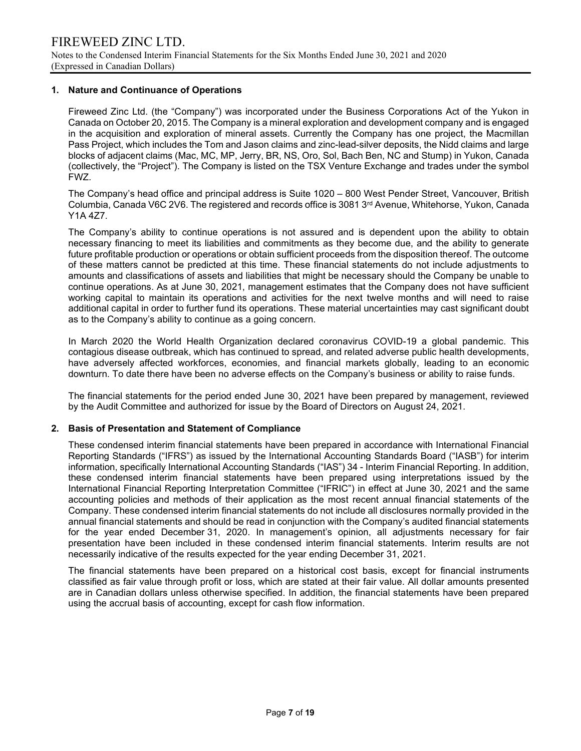## 1. Nature and Continuance of Operations

Fireweed Zinc Ltd. (the "Company") was incorporated under the Business Corporations Act of the Yukon in Canada on October 20, 2015. The Company is a mineral exploration and development company and is engaged in the acquisition and exploration of mineral assets. Currently the Company has one project, the Macmillan Pass Project, which includes the Tom and Jason claims and zinc-lead-silver deposits, the Nidd claims and large blocks of adjacent claims (Mac, MC, MP, Jerry, BR, NS, Oro, Sol, Bach Ben, NC and Stump) in Yukon, Canada (collectively, the "Project"). The Company is listed on the TSX Venture Exchange and trades under the symbol FWZ.

The Company's head office and principal address is Suite 1020 – 800 West Pender Street, Vancouver, British Columbia, Canada V6C 2V6. The registered and records office is 3081 3rd Avenue, Whitehorse, Yukon, Canada Y1A 4Z7.

The Company's ability to continue operations is not assured and is dependent upon the ability to obtain necessary financing to meet its liabilities and commitments as they become due, and the ability to generate future profitable production or operations or obtain sufficient proceeds from the disposition thereof. The outcome of these matters cannot be predicted at this time. These financial statements do not include adjustments to amounts and classifications of assets and liabilities that might be necessary should the Company be unable to continue operations. As at June 30, 2021, management estimates that the Company does not have sufficient working capital to maintain its operations and activities for the next twelve months and will need to raise additional capital in order to further fund its operations. These material uncertainties may cast significant doubt as to the Company's ability to continue as a going concern.

In March 2020 the World Health Organization declared coronavirus COVID-19 a global pandemic. This contagious disease outbreak, which has continued to spread, and related adverse public health developments, have adversely affected workforces, economies, and financial markets globally, leading to an economic downturn. To date there have been no adverse effects on the Company's business or ability to raise funds.

The financial statements for the period ended June 30, 2021 have been prepared by management, reviewed by the Audit Committee and authorized for issue by the Board of Directors on August 24, 2021.

## 2. Basis of Presentation and Statement of Compliance

These condensed interim financial statements have been prepared in accordance with International Financial Reporting Standards ("IFRS") as issued by the International Accounting Standards Board ("IASB") for interim information, specifically International Accounting Standards ("IAS") 34 - Interim Financial Reporting. In addition, these condensed interim financial statements have been prepared using interpretations issued by the International Financial Reporting Interpretation Committee ("IFRIC") in effect at June 30, 2021 and the same accounting policies and methods of their application as the most recent annual financial statements of the Company. These condensed interim financial statements do not include all disclosures normally provided in the annual financial statements and should be read in conjunction with the Company's audited financial statements for the year ended December 31, 2020. In management's opinion, all adjustments necessary for fair presentation have been included in these condensed interim financial statements. Interim results are not necessarily indicative of the results expected for the year ending December 31, 2021.

The financial statements have been prepared on a historical cost basis, except for financial instruments classified as fair value through profit or loss, which are stated at their fair value. All dollar amounts presented are in Canadian dollars unless otherwise specified. In addition, the financial statements have been prepared using the accrual basis of accounting, except for cash flow information.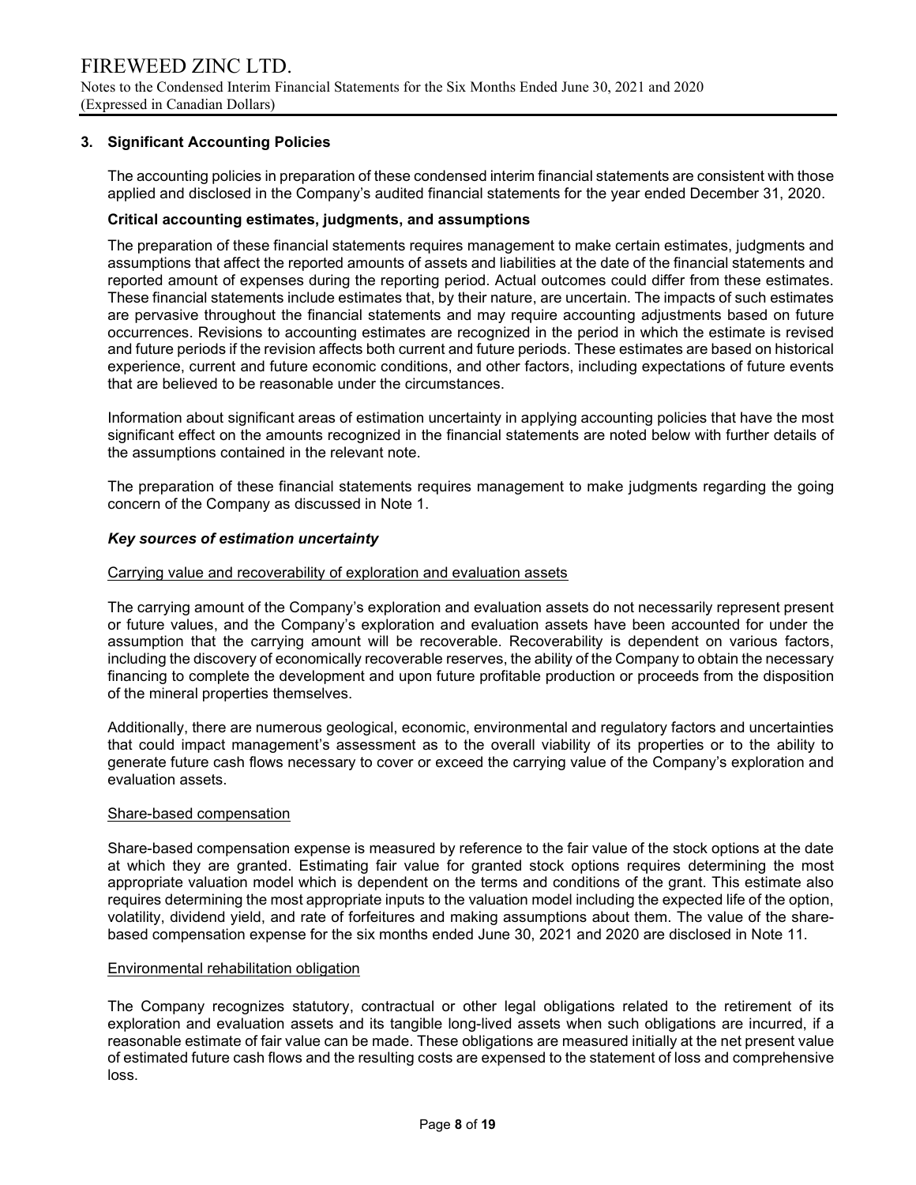## 3. Significant Accounting Policies

The accounting policies in preparation of these condensed interim financial statements are consistent with those applied and disclosed in the Company's audited financial statements for the year ended December 31, 2020.

### Critical accounting estimates, judgments, and assumptions

The preparation of these financial statements requires management to make certain estimates, judgments and assumptions that affect the reported amounts of assets and liabilities at the date of the financial statements and reported amount of expenses during the reporting period. Actual outcomes could differ from these estimates. These financial statements include estimates that, by their nature, are uncertain. The impacts of such estimates are pervasive throughout the financial statements and may require accounting adjustments based on future occurrences. Revisions to accounting estimates are recognized in the period in which the estimate is revised and future periods if the revision affects both current and future periods. These estimates are based on historical experience, current and future economic conditions, and other factors, including expectations of future events that are believed to be reasonable under the circumstances.

Information about significant areas of estimation uncertainty in applying accounting policies that have the most significant effect on the amounts recognized in the financial statements are noted below with further details of the assumptions contained in the relevant note.

The preparation of these financial statements requires management to make judgments regarding the going concern of the Company as discussed in Note 1.

#### *Key sources of estimation uncertainty*

Carrying value and recoverability of exploration and evaluation assets

The carrying amount of the Company's exploration and evaluation assets do not necessarily represent present or future values, and the Company's exploration and evaluation assets have been accounted for under the assumption that the carrying amount will be recoverable. Recoverability is dependent on various factors, including the discovery of economically recoverable reserves, the ability of the Company to obtain the necessary financing to complete the development and upon future profitable production or proceeds from the disposition of the mineral properties themselves.

Additionally, there are numerous geological, economic, environmental and regulatory factors and uncertainties that could impact management's assessment as to the overall viability of its properties or to the ability to generate future cash flows necessary to cover or exceed the carrying value of the Company's exploration and evaluation assets.

Share-based compensation

Share-based compensation expense is measured by reference to the fair value of the stock options at the date at which they are granted. Estimating fair value for granted stock options requires determining the most appropriate valuation model which is dependent on the terms and conditions of the grant. This estimate also requires determining the most appropriate inputs to the valuation model including the expected life of the option, volatility, dividend yield, and rate of forfeitures and making assumptions about them. The value of the share-based compensation expense for the six months ended June 30, 2021 and 2020 are disclosed in Note 11.

Environmental rehabilitation obligation

The Company recognizes statutory, contractual or other legal obligations related to the retirement of its exploration and evaluation assets and its tangible long-lived assets when such obligations are incurred, if a reasonable estimate of fair value can be made. These obligations are measured initially at the net present value of estimated future cash flows and the resulting costs are expensed to the statement of loss and comprehensive loss.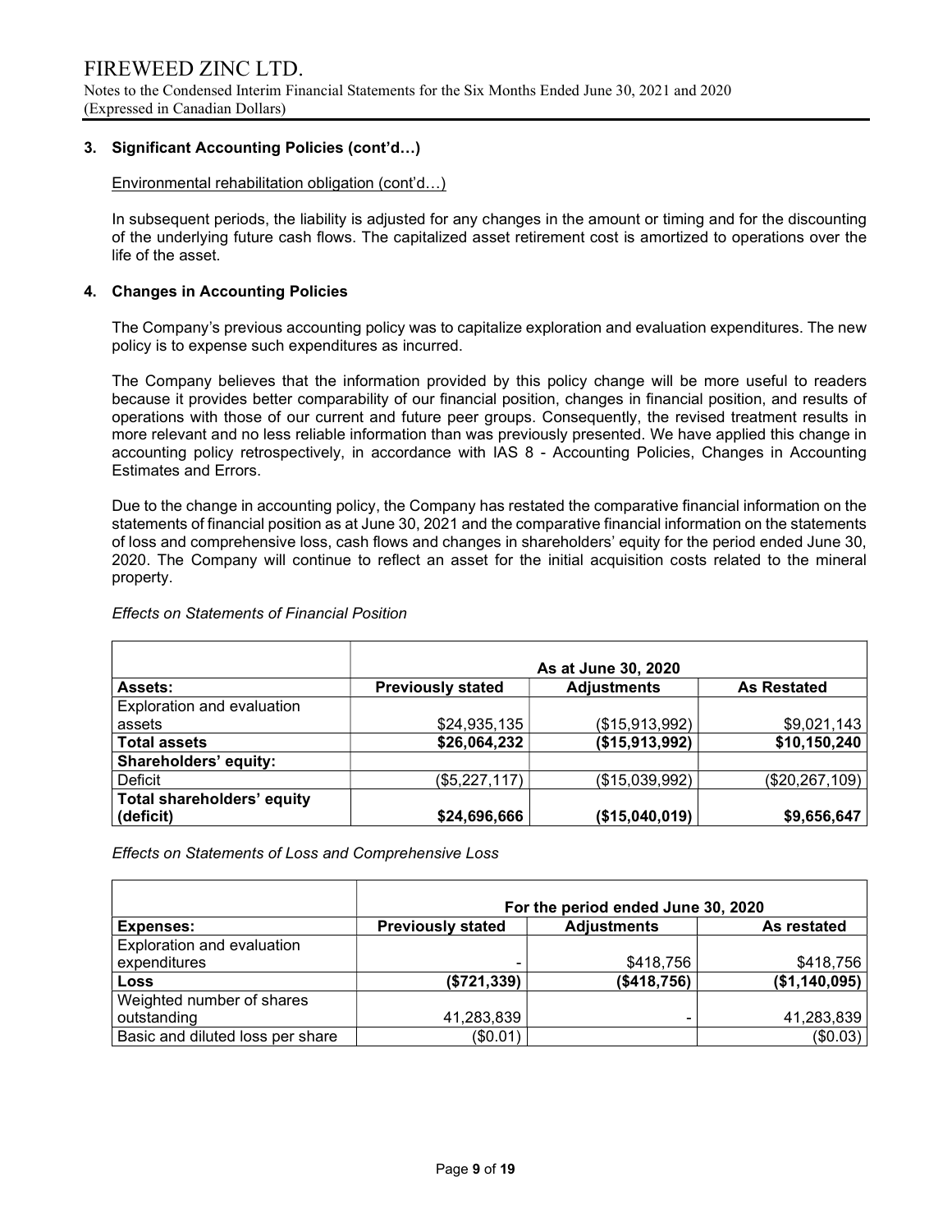### 3. Significant Accounting Policies (cont'd…)

Environmental rehabilitation obligation (cont'd…)

In subsequent periods, the liability is adjusted for any changes in the amount or timing and for the discounting of the underlying future cash flows. The capitalized asset retirement cost is amortized to operations over the life of the asset.

### 4. Changes in Accounting Policies

The Company's previous accounting policy was to capitalize exploration and evaluation expenditures. The new policy is to expense such expenditures as incurred.

The Company believes that the information provided by this policy change will be more useful to readers because it provides better comparability of our financial position, changes in financial position, and results of operations with those of our current and future peer groups. Consequently, the revised treatment results in more relevant and no less reliable information than was previously presented. We have applied this change in accounting policy retrospectively, in accordance with IAS 8 - Accounting Policies, Changes in Accounting Estimates and Errors.

Due to the change in accounting policy, the Company has restated the comparative financial information on the statements of financial position as at June 30, 2021 and the comparative financial information on the statements of loss and comprehensive loss, cash flows and changes in shareholders' equity for the period ended June 30, 2020. The Company will continue to reflect an asset for the initial acquisition costs related to the mineral property.

*Effects on Statements of Financial Position*

| | As at June 30, 2020 | | |
|---|---|---|---|
| **Assets:** | **Previously stated** | **Adjustments** | **As Restated** |
| Exploration and evaluation assets | $24,935,135 | ($15,913,992) | $9,021,143 |
| **Total assets** | **$26,064,232** | **($15,913,992)** | **$10,150,240** |
| **Shareholders' equity:** | | | |
| Deficit | ($5,227,117) | ($15,039,992) | ($20,267,109) |
| **Total shareholders' equity (deficit)** | **$24,696,666** | **($15,040,019)** | **$9,656,647** |

*Effects on Statements of Loss and Comprehensive Loss*

| | For the period ended June 30, 2020 | | |
|---|---|---|---|
| **Expenses:** | **Previously stated** | **Adjustments** | **As restated** |
| Exploration and evaluation expenditures | - | $418,756 | $418,756 |
| **Loss** | **($721,339)** | **($418,756)** | **($1,140,095)** |
| Weighted number of shares outstanding | 41,283,839 | - | 41,283,839 |
| Basic and diluted loss per share | ($0.01) | | ($0.03) |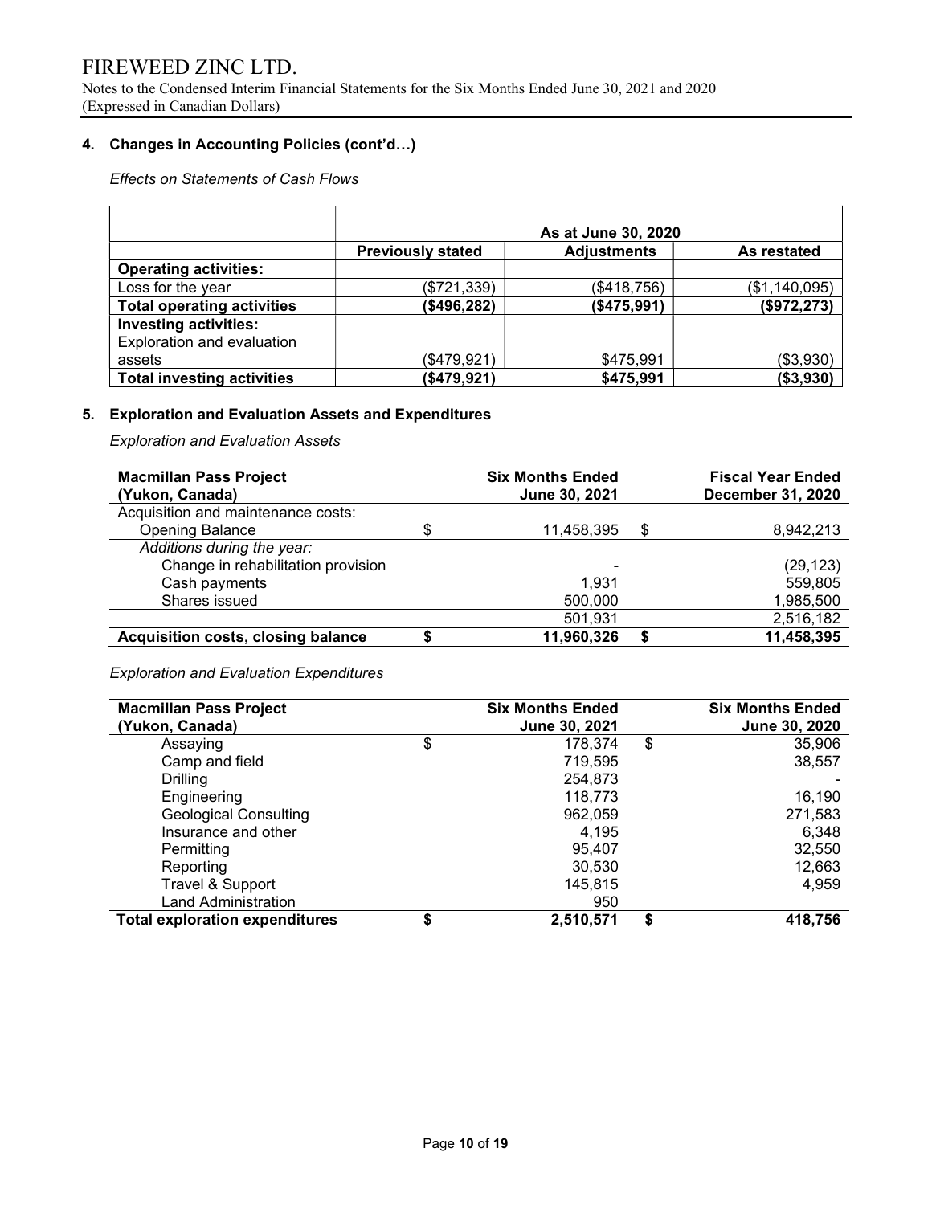### 4. Changes in Accounting Policies (cont'd…)

*Effects on Statements of Cash Flows*

| | As at June 30, 2020 | | |
|---|---|---|---|
| | **Previously stated** | **Adjustments** | **As restated** |
| **Operating activities:** | | | |
| Loss for the year | ($721,339) | ($418,756) | ($1,140,095) |
| **Total operating activities** | **($496,282)** | **($475,991)** | **($972,273)** |
| **Investing activities:** | | | |
| Exploration and evaluation assets | ($479,921) | $475,991 | ($3,930) |
| **Total investing activities** | **($479,921)** | **$475,991** | **($3,930)** |

### 5. Exploration and Evaluation Assets and Expenditures

*Exploration and Evaluation Assets*

| **Macmillan Pass Project (Yukon, Canada)** | | **Six Months Ended June 30, 2021** | | **Fiscal Year Ended December 31, 2020** |
|---|---|---|---|---|
| Acquisition and maintenance costs: | | | | |
| Opening Balance | $ | 11,458,395 | $ | 8,942,213 |
| *Additions during the year:* | | | | |
| Change in rehabilitation provision | | - | | (29,123) |
| Cash payments | | 1,931 | | 559,805 |
| Shares issued | | 500,000 | | 1,985,500 |
| | | 501,931 | | 2,516,182 |
| **Acquisition costs, closing balance** | **$** | **11,960,326** | **$** | **11,458,395** |

*Exploration and Evaluation Expenditures*

| **Macmillan Pass Project (Yukon, Canada)** | | **Six Months Ended June 30, 2021** | | **Six Months Ended June 30, 2020** |
|---|---|---|---|---|
| Assaying | $ | 178,374 | $ | 35,906 |
| Camp and field | | 719,595 | | 38,557 |
| Drilling | | 254,873 | | - |
| Engineering | | 118,773 | | 16,190 |
| Geological Consulting | | 962,059 | | 271,583 |
| Insurance and other | | 4,195 | | 6,348 |
| Permitting | | 95,407 | | 32,550 |
| Reporting | | 30,530 | | 12,663 |
| Travel & Support | | 145,815 | | 4,959 |
| Land Administration | | 950 | | |
| **Total exploration expenditures** | **$** | **2,510,571** | **$** | **418,756** |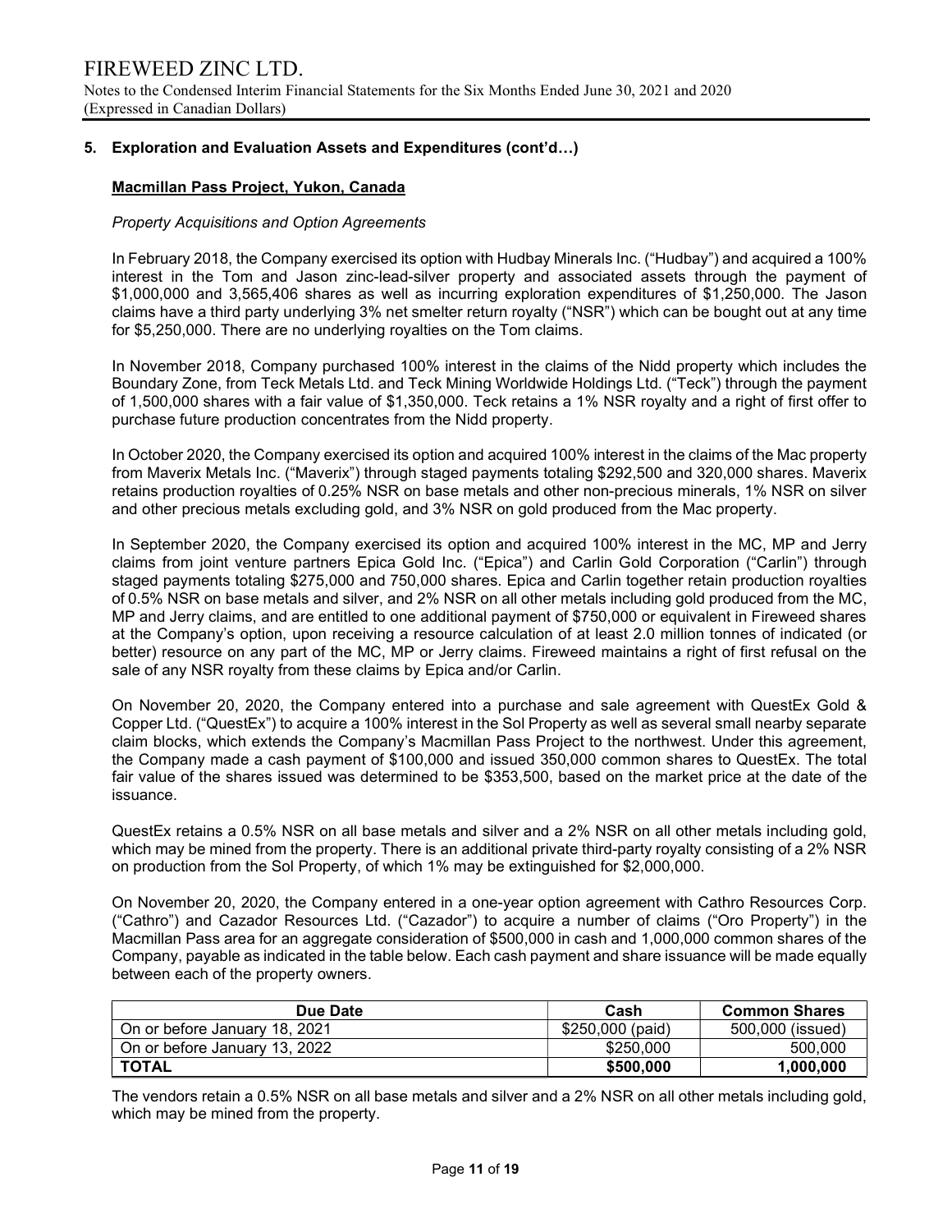## 5. Exploration and Evaluation Assets and Expenditures (cont'd…)

### Macmillan Pass Project, Yukon, Canada

*Property Acquisitions and Option Agreements*

In February 2018, the Company exercised its option with Hudbay Minerals Inc. ("Hudbay") and acquired a 100% interest in the Tom and Jason zinc-lead-silver property and associated assets through the payment of $1,000,000 and 3,565,406 shares as well as incurring exploration expenditures of $1,250,000. The Jason claims have a third party underlying 3% net smelter return royalty ("NSR") which can be bought out at any time for $5,250,000. There are no underlying royalties on the Tom claims.

In November 2018, Company purchased 100% interest in the claims of the Nidd property which includes the Boundary Zone, from Teck Metals Ltd. and Teck Mining Worldwide Holdings Ltd. ("Teck") through the payment of 1,500,000 shares with a fair value of $1,350,000. Teck retains a 1% NSR royalty and a right of first offer to purchase future production concentrates from the Nidd property.

In October 2020, the Company exercised its option and acquired 100% interest in the claims of the Mac property from Maverix Metals Inc. ("Maverix") through staged payments totaling $292,500 and 320,000 shares. Maverix retains production royalties of 0.25% NSR on base metals and other non-precious minerals, 1% NSR on silver and other precious metals excluding gold, and 3% NSR on gold produced from the Mac property.

In September 2020, the Company exercised its option and acquired 100% interest in the MC, MP and Jerry claims from joint venture partners Epica Gold Inc. ("Epica") and Carlin Gold Corporation ("Carlin") through staged payments totaling $275,000 and 750,000 shares. Epica and Carlin together retain production royalties of 0.5% NSR on base metals and silver, and 2% NSR on all other metals including gold produced from the MC, MP and Jerry claims, and are entitled to one additional payment of $750,000 or equivalent in Fireweed shares at the Company's option, upon receiving a resource calculation of at least 2.0 million tonnes of indicated (or better) resource on any part of the MC, MP or Jerry claims. Fireweed maintains a right of first refusal on the sale of any NSR royalty from these claims by Epica and/or Carlin.

On November 20, 2020, the Company entered into a purchase and sale agreement with QuestEx Gold & Copper Ltd. ("QuestEx") to acquire a 100% interest in the Sol Property as well as several small nearby separate claim blocks, which extends the Company's Macmillan Pass Project to the northwest. Under this agreement, the Company made a cash payment of $100,000 and issued 350,000 common shares to QuestEx. The total fair value of the shares issued was determined to be $353,500, based on the market price at the date of the issuance.

QuestEx retains a 0.5% NSR on all base metals and silver and a 2% NSR on all other metals including gold, which may be mined from the property. There is an additional private third-party royalty consisting of a 2% NSR on production from the Sol Property, of which 1% may be extinguished for $2,000,000.

On November 20, 2020, the Company entered in a one-year option agreement with Cathro Resources Corp. ("Cathro") and Cazador Resources Ltd. ("Cazador") to acquire a number of claims ("Oro Property") in the Macmillan Pass area for an aggregate consideration of $500,000 in cash and 1,000,000 common shares of the Company, payable as indicated in the table below. Each cash payment and share issuance will be made equally between each of the property owners.

| Due Date | Cash | Common Shares |
|---|---|---|
| On or before January 18, 2021 | $250,000 (paid) | 500,000 (issued) |
| On or before January 13, 2022 | $250,000 | 500,000 |
| **TOTAL** | **$500,000** | **1,000,000** |

The vendors retain a 0.5% NSR on all base metals and silver and a 2% NSR on all other metals including gold, which may be mined from the property.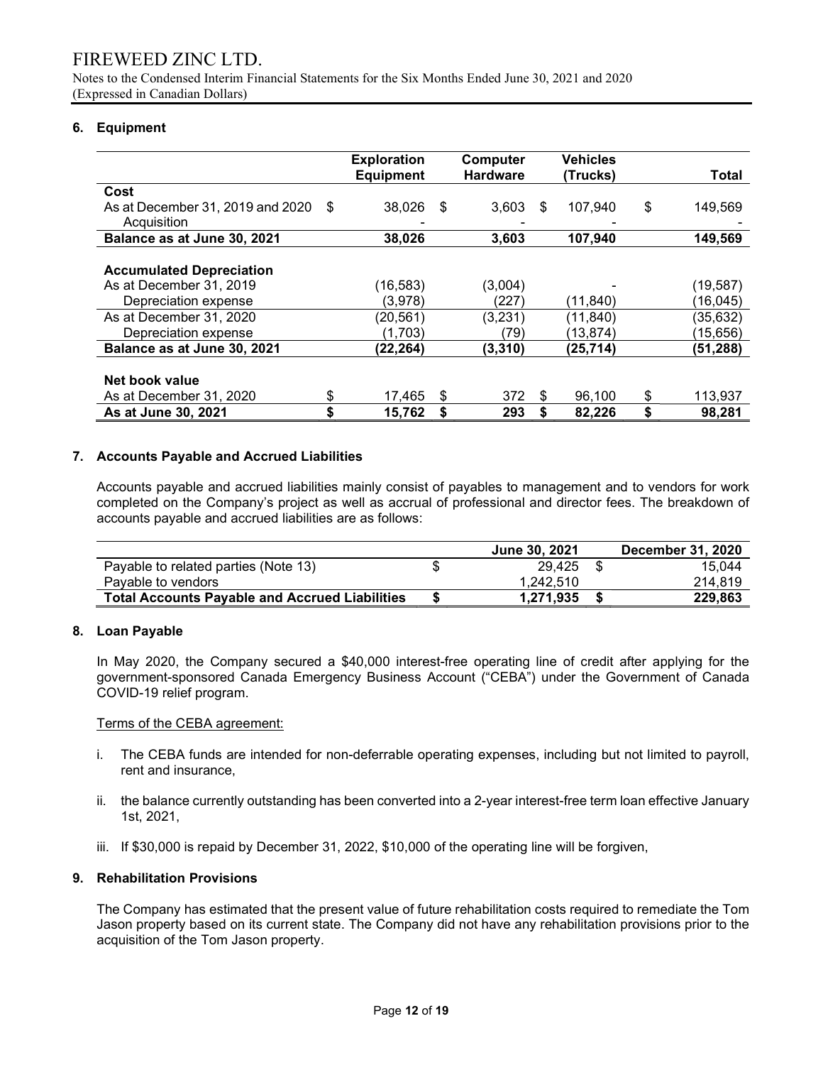# FIREWEED ZINC LTD.

Notes to the Condensed Interim Financial Statements for the Six Months Ended June 30, 2021 and 2020
(Expressed in Canadian Dollars)

## 6. Equipment

| | Exploration Equipment | Computer Hardware | Vehicles (Trucks) | Total |
|---|---|---|---|---|
| **Cost** | | | | |
| As at December 31, 2019 and 2020 | $ 38,026 | $ 3,603 | $ 107,940 | $ 149,569 |
| Acquisition | - | - | - | - |
| **Balance as at June 30, 2021** | **38,026** | **3,603** | **107,940** | **149,569** |
| | | | | |
| **Accumulated Depreciation** | | | | |
| As at December 31, 2019 | (16,583) | (3,004) | - | (19,587) |
| Depreciation expense | (3,978) | (227) | (11,840) | (16,045) |
| As at December 31, 2020 | (20,561) | (3,231) | (11,840) | (35,632) |
| Depreciation expense | (1,703) | (79) | (13,874) | (15,656) |
| **Balance as at June 30, 2021** | **(22,264)** | **(3,310)** | **(25,714)** | **(51,288)** |
| | | | | |
| **Net book value** | | | | |
| As at December 31, 2020 | $ 17,465 | $ 372 | $ 96,100 | $ 113,937 |
| **As at June 30, 2021** | **$ 15,762** | **$ 293** | **$ 82,226** | **$ 98,281** |

## 7. Accounts Payable and Accrued Liabilities

Accounts payable and accrued liabilities mainly consist of payables to management and to vendors for work completed on the Company's project as well as accrual of professional and director fees. The breakdown of accounts payable and accrued liabilities are as follows:

| | June 30, 2021 | December 31, 2020 |
|---|---|---|
| Payable to related parties (Note 13) | $ 29,425 | $ 15,044 |
| Payable to vendors | 1,242,510 | 214,819 |
| **Total Accounts Payable and Accrued Liabilities** | **$ 1,271,935** | **$ 229,863** |

## 8. Loan Payable

In May 2020, the Company secured a $40,000 interest-free operating line of credit after applying for the government-sponsored Canada Emergency Business Account ("CEBA") under the Government of Canada COVID-19 relief program.

Terms of the CEBA agreement:

i. The CEBA funds are intended for non-deferrable operating expenses, including but not limited to payroll, rent and insurance,

ii. the balance currently outstanding has been converted into a 2-year interest-free term loan effective January 1st, 2021,

iii. If $30,000 is repaid by December 31, 2022, $10,000 of the operating line will be forgiven,

## 9. Rehabilitation Provisions

The Company has estimated that the present value of future rehabilitation costs required to remediate the Tom Jason property based on its current state. The Company did not have any rehabilitation provisions prior to the acquisition of the Tom Jason property.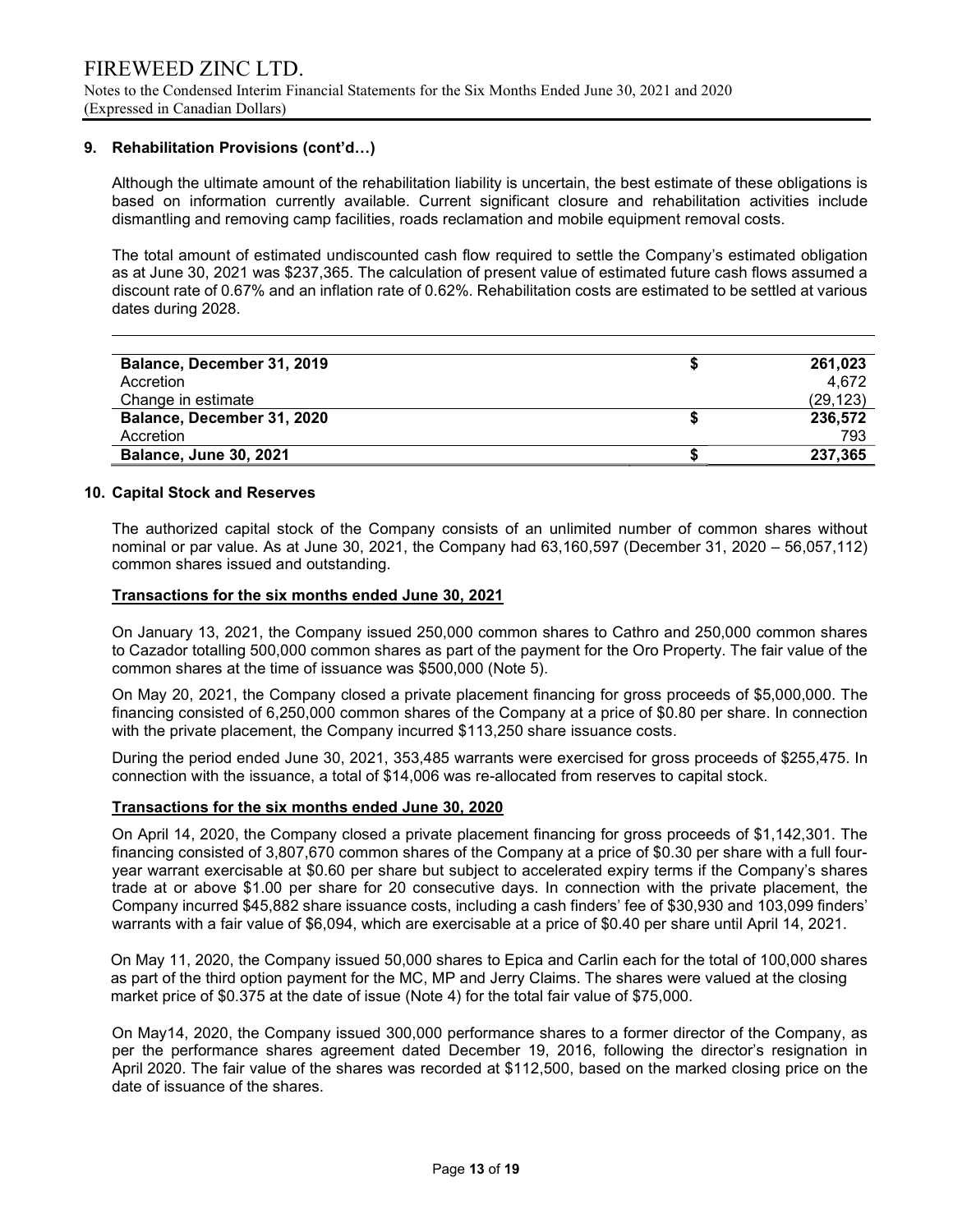### 9. Rehabilitation Provisions (cont'd…)

Although the ultimate amount of the rehabilitation liability is uncertain, the best estimate of these obligations is based on information currently available. Current significant closure and rehabilitation activities include dismantling and removing camp facilities, roads reclamation and mobile equipment removal costs.

The total amount of estimated undiscounted cash flow required to settle the Company's estimated obligation as at June 30, 2021 was $237,365. The calculation of present value of estimated future cash flows assumed a discount rate of 0.67% and an inflation rate of 0.62%. Rehabilitation costs are estimated to be settled at various dates during 2028.

| | | |
|---|---|---|
| **Balance, December 31, 2019** | **$** | **261,023** |
| Accretion | | 4,672 |
| Change in estimate | | (29,123) |
| **Balance, December 31, 2020** | **$** | **236,572** |
| Accretion | | 793 |
| **Balance, June 30, 2021** | **$** | **237,365** |

### 10. Capital Stock and Reserves

The authorized capital stock of the Company consists of an unlimited number of common shares without nominal or par value. As at June 30, 2021, the Company had 63,160,597 (December 31, 2020 – 56,057,112) common shares issued and outstanding.

**Transactions for the six months ended June 30, 2021**

On January 13, 2021, the Company issued 250,000 common shares to Cathro and 250,000 common shares to Cazador totalling 500,000 common shares as part of the payment for the Oro Property. The fair value of the common shares at the time of issuance was $500,000 (Note 5).

On May 20, 2021, the Company closed a private placement financing for gross proceeds of $5,000,000. The financing consisted of 6,250,000 common shares of the Company at a price of $0.80 per share. In connection with the private placement, the Company incurred $113,250 share issuance costs.

During the period ended June 30, 2021, 353,485 warrants were exercised for gross proceeds of $255,475. In connection with the issuance, a total of $14,006 was re-allocated from reserves to capital stock.

**Transactions for the six months ended June 30, 2020**

On April 14, 2020, the Company closed a private placement financing for gross proceeds of $1,142,301. The financing consisted of 3,807,670 common shares of the Company at a price of $0.30 per share with a full four-year warrant exercisable at $0.60 per share but subject to accelerated expiry terms if the Company's shares trade at or above $1.00 per share for 20 consecutive days. In connection with the private placement, the Company incurred $45,882 share issuance costs, including a cash finders' fee of $30,930 and 103,099 finders' warrants with a fair value of $6,094, which are exercisable at a price of $0.40 per share until April 14, 2021.

On May 11, 2020, the Company issued 50,000 shares to Epica and Carlin each for the total of 100,000 shares as part of the third option payment for the MC, MP and Jerry Claims. The shares were valued at the closing market price of $0.375 at the date of issue (Note 4) for the total fair value of $75,000.

On May14, 2020, the Company issued 300,000 performance shares to a former director of the Company, as per the performance shares agreement dated December 19, 2016, following the director's resignation in April 2020. The fair value of the shares was recorded at $112,500, based on the marked closing price on the date of issuance of the shares.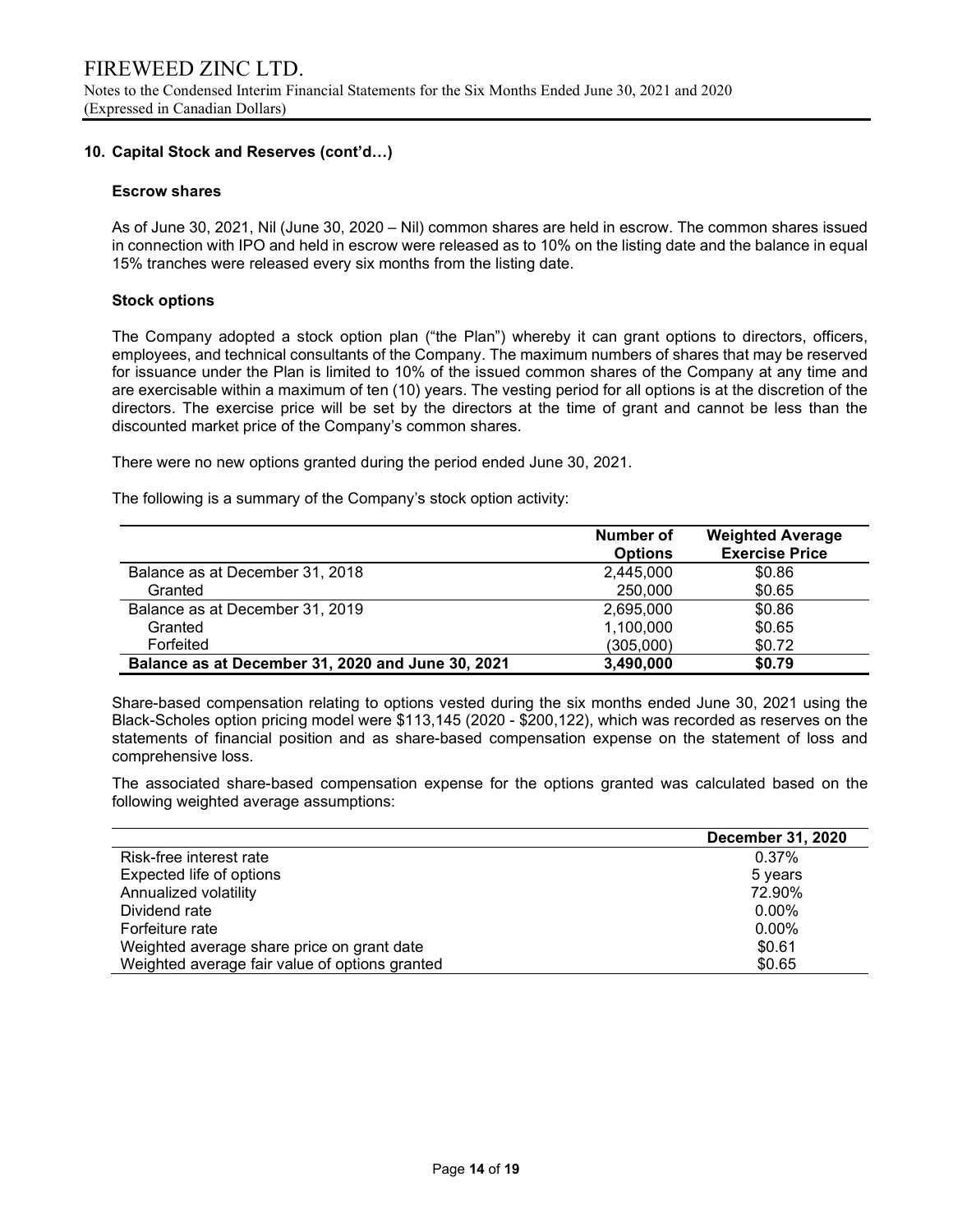### 10. Capital Stock and Reserves (cont'd…)

#### Escrow shares

As of June 30, 2021, Nil (June 30, 2020 – Nil) common shares are held in escrow. The common shares issued in connection with IPO and held in escrow were released as to 10% on the listing date and the balance in equal 15% tranches were released every six months from the listing date.

#### Stock options

The Company adopted a stock option plan ("the Plan") whereby it can grant options to directors, officers, employees, and technical consultants of the Company. The maximum numbers of shares that may be reserved for issuance under the Plan is limited to 10% of the issued common shares of the Company at any time and are exercisable within a maximum of ten (10) years. The vesting period for all options is at the discretion of the directors. The exercise price will be set by the directors at the time of grant and cannot be less than the discounted market price of the Company's common shares.

There were no new options granted during the period ended June 30, 2021.

The following is a summary of the Company's stock option activity:

| | Number of Options | Weighted Average Exercise Price |
|---|---|---|
| Balance as at December 31, 2018 | 2,445,000 | $0.86 |
| Granted | 250,000 | $0.65 |
| Balance as at December 31, 2019 | 2,695,000 | $0.86 |
| Granted | 1,100,000 | $0.65 |
| Forfeited | (305,000) | $0.72 |
| **Balance as at December 31, 2020 and June 30, 2021** | **3,490,000** | **$0.79** |

Share-based compensation relating to options vested during the six months ended June 30, 2021 using the Black-Scholes option pricing model were $113,145 (2020 - $200,122), which was recorded as reserves on the statements of financial position and as share-based compensation expense on the statement of loss and comprehensive loss.

The associated share-based compensation expense for the options granted was calculated based on the following weighted average assumptions:

| | December 31, 2020 |
|---|---|
| Risk-free interest rate | 0.37% |
| Expected life of options | 5 years |
| Annualized volatility | 72.90% |
| Dividend rate | 0.00% |
| Forfeiture rate | 0.00% |
| Weighted average share price on grant date | $0.61 |
| Weighted average fair value of options granted | $0.65 |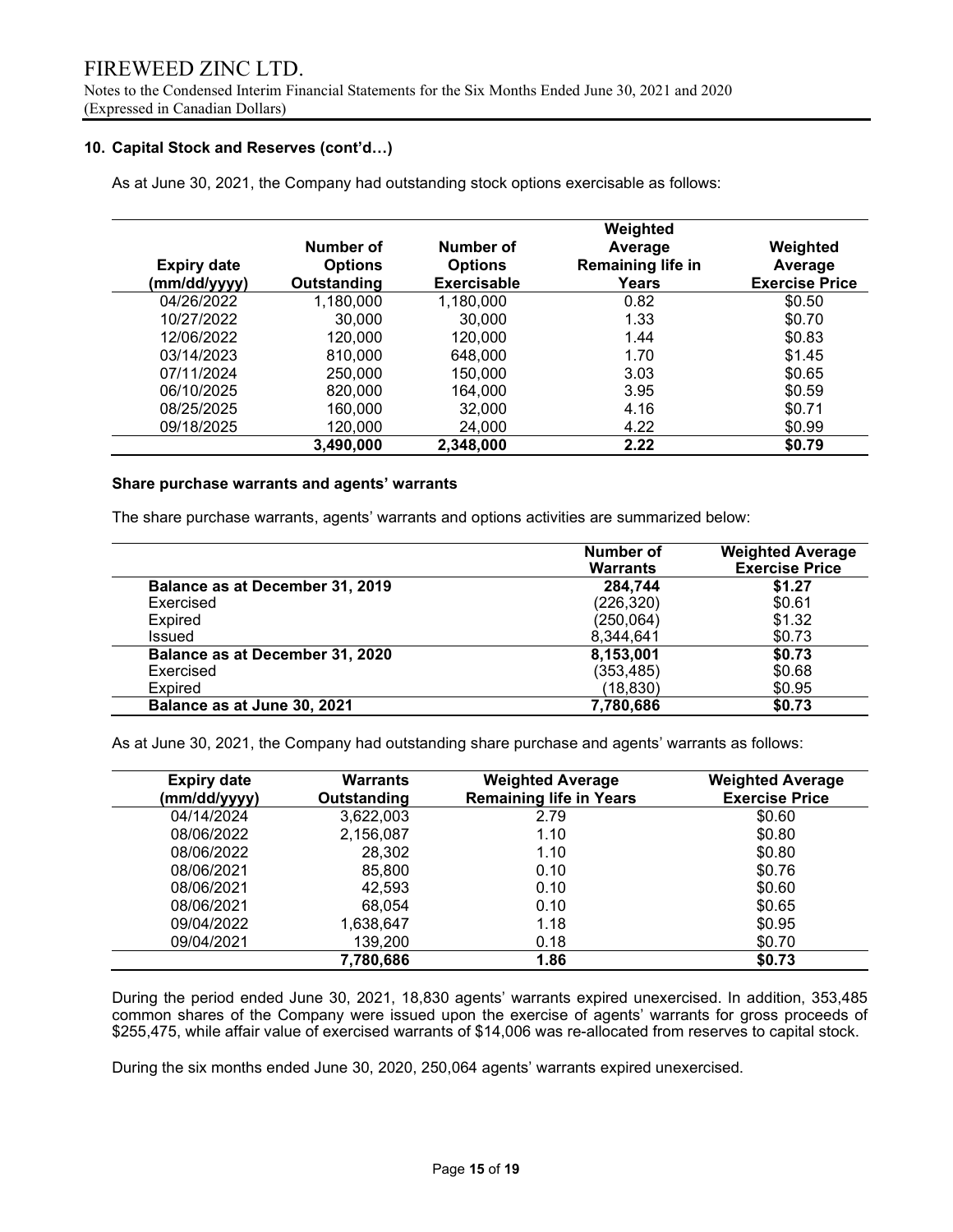### 10. Capital Stock and Reserves (cont'd…)

As at June 30, 2021, the Company had outstanding stock options exercisable as follows:

| Expiry date (mm/dd/yyyy) | Number of Options Outstanding | Number of Options Exercisable | Weighted Average Remaining life in Years | Weighted Average Exercise Price |
|---|---|---|---|---|
| 04/26/2022 | 1,180,000 | 1,180,000 | 0.82 | $0.50 |
| 10/27/2022 | 30,000 | 30,000 | 1.33 | $0.70 |
| 12/06/2022 | 120,000 | 120,000 | 1.44 | $0.83 |
| 03/14/2023 | 810,000 | 648,000 | 1.70 | $1.45 |
| 07/11/2024 | 250,000 | 150,000 | 3.03 | $0.65 |
| 06/10/2025 | 820,000 | 164,000 | 3.95 | $0.59 |
| 08/25/2025 | 160,000 | 32,000 | 4.16 | $0.71 |
| 09/18/2025 | 120,000 | 24,000 | 4.22 | $0.99 |
| | **3,490,000** | **2,348,000** | **2.22** | **$0.79** |

**Share purchase warrants and agents' warrants**

The share purchase warrants, agents' warrants and options activities are summarized below:

| | Number of Warrants | Weighted Average Exercise Price |
|---|---|---|
| **Balance as at December 31, 2019** | **284,744** | **$1.27** |
| Exercised | (226,320) | $0.61 |
| Expired | (250,064) | $1.32 |
| Issued | 8,344,641 | $0.73 |
| **Balance as at December 31, 2020** | **8,153,001** | **$0.73** |
| Exercised | (353,485) | $0.68 |
| Expired | (18,830) | $0.95 |
| **Balance as at June 30, 2021** | **7,780,686** | **$0.73** |

As at June 30, 2021, the Company had outstanding share purchase and agents' warrants as follows:

| Expiry date (mm/dd/yyyy) | Warrants Outstanding | Weighted Average Remaining life in Years | Weighted Average Exercise Price |
|---|---|---|---|
| 04/14/2024 | 3,622,003 | 2.79 | $0.60 |
| 08/06/2022 | 2,156,087 | 1.10 | $0.80 |
| 08/06/2022 | 28,302 | 1.10 | $0.80 |
| 08/06/2021 | 85,800 | 0.10 | $0.76 |
| 08/06/2021 | 42,593 | 0.10 | $0.60 |
| 08/06/2021 | 68,054 | 0.10 | $0.65 |
| 09/04/2022 | 1,638,647 | 1.18 | $0.95 |
| 09/04/2021 | 139,200 | 0.18 | $0.70 |
| | **7,780,686** | **1.86** | **$0.73** |

During the period ended June 30, 2021, 18,830 agents' warrants expired unexercised. In addition, 353,485 common shares of the Company were issued upon the exercise of agents' warrants for gross proceeds of $255,475, while affair value of exercised warrants of $14,006 was re-allocated from reserves to capital stock.

During the six months ended June 30, 2020, 250,064 agents' warrants expired unexercised.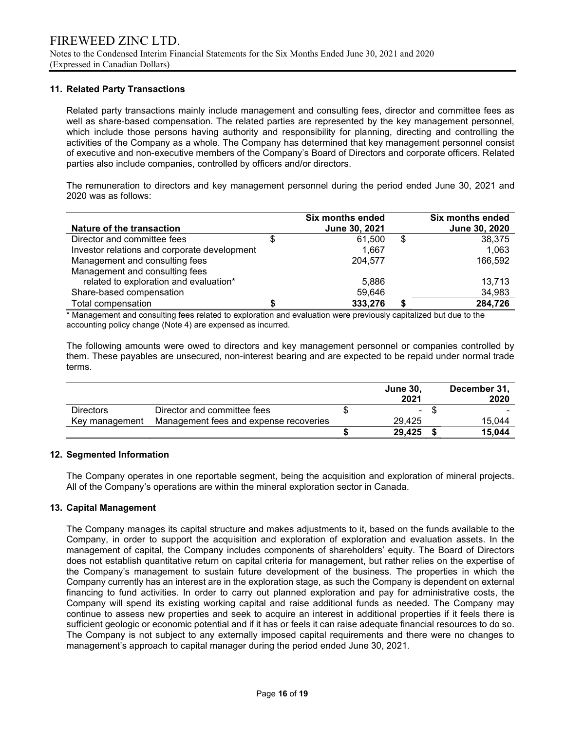## 11. Related Party Transactions

Related party transactions mainly include management and consulting fees, director and committee fees as well as share-based compensation. The related parties are represented by the key management personnel, which include those persons having authority and responsibility for planning, directing and controlling the activities of the Company as a whole. The Company has determined that key management personnel consist of executive and non-executive members of the Company's Board of Directors and corporate officers. Related parties also include companies, controlled by officers and/or directors.

The remuneration to directors and key management personnel during the period ended June 30, 2021 and 2020 was as follows:

| Nature of the transaction | Six months ended June 30, 2021 | Six months ended June 30, 2020 |
|---|---|---|
| Director and committee fees | $ 61,500 | $ 38,375 |
| Investor relations and corporate development | 1,667 | 1,063 |
| Management and consulting fees | 204,577 | 166,592 |
| Management and consulting fees related to exploration and evaluation* | 5,886 | 13,713 |
| Share-based compensation | 59,646 | 34,983 |
| Total compensation | **$ 333,276** | **$ 284,726** |

\* Management and consulting fees related to exploration and evaluation were previously capitalized but due to the accounting policy change (Note 4) are expensed as incurred.

The following amounts were owed to directors and key management personnel or companies controlled by them. These payables are unsecured, non-interest bearing and are expected to be repaid under normal trade terms.

| | | June 30, 2021 | December 31, 2020 |
|---|---|---|---|
| Directors | Director and committee fees | $ - | $ - |
| Key management | Management fees and expense recoveries | 29,425 | 15,044 |
| | | **$ 29,425** | **$ 15,044** |

## 12. Segmented Information

The Company operates in one reportable segment, being the acquisition and exploration of mineral projects. All of the Company's operations are within the mineral exploration sector in Canada.

## 13. Capital Management

The Company manages its capital structure and makes adjustments to it, based on the funds available to the Company, in order to support the acquisition and exploration of exploration and evaluation assets. In the management of capital, the Company includes components of shareholders' equity. The Board of Directors does not establish quantitative return on capital criteria for management, but rather relies on the expertise of the Company's management to sustain future development of the business. The properties in which the Company currently has an interest are in the exploration stage, as such the Company is dependent on external financing to fund activities. In order to carry out planned exploration and pay for administrative costs, the Company will spend its existing working capital and raise additional funds as needed. The Company may continue to assess new properties and seek to acquire an interest in additional properties if it feels there is sufficient geologic or economic potential and if it has or feels it can raise adequate financial resources to do so. The Company is not subject to any externally imposed capital requirements and there were no changes to management's approach to capital manager during the period ended June 30, 2021.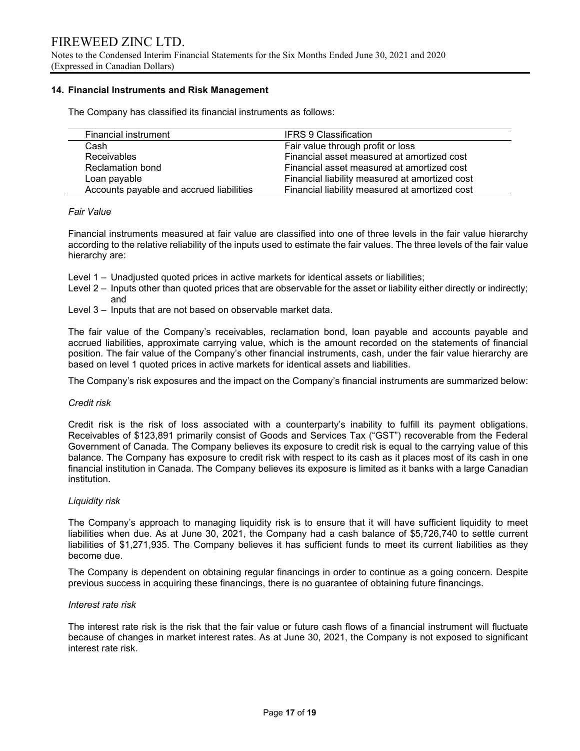## 14. Financial Instruments and Risk Management

The Company has classified its financial instruments as follows:

| Financial instrument | IFRS 9 Classification |
| --- | --- |
| Cash | Fair value through profit or loss |
| Receivables | Financial asset measured at amortized cost |
| Reclamation bond | Financial asset measured at amortized cost |
| Loan payable | Financial liability measured at amortized cost |
| Accounts payable and accrued liabilities | Financial liability measured at amortized cost |

*Fair Value*

Financial instruments measured at fair value are classified into one of three levels in the fair value hierarchy according to the relative reliability of the inputs used to estimate the fair values. The three levels of the fair value hierarchy are:

- Level 1 – Unadjusted quoted prices in active markets for identical assets or liabilities;
- Level 2 – Inputs other than quoted prices that are observable for the asset or liability either directly or indirectly; and
- Level 3 – Inputs that are not based on observable market data.

The fair value of the Company's receivables, reclamation bond, loan payable and accounts payable and accrued liabilities, approximate carrying value, which is the amount recorded on the statements of financial position. The fair value of the Company's other financial instruments, cash, under the fair value hierarchy are based on level 1 quoted prices in active markets for identical assets and liabilities.

The Company's risk exposures and the impact on the Company's financial instruments are summarized below:

*Credit risk*

Credit risk is the risk of loss associated with a counterparty's inability to fulfill its payment obligations. Receivables of $123,891 primarily consist of Goods and Services Tax ("GST") recoverable from the Federal Government of Canada. The Company believes its exposure to credit risk is equal to the carrying value of this balance. The Company has exposure to credit risk with respect to its cash as it places most of its cash in one financial institution in Canada. The Company believes its exposure is limited as it banks with a large Canadian institution.

*Liquidity risk*

The Company's approach to managing liquidity risk is to ensure that it will have sufficient liquidity to meet liabilities when due. As at June 30, 2021, the Company had a cash balance of $5,726,740 to settle current liabilities of $1,271,935. The Company believes it has sufficient funds to meet its current liabilities as they become due.

The Company is dependent on obtaining regular financings in order to continue as a going concern. Despite previous success in acquiring these financings, there is no guarantee of obtaining future financings.

*Interest rate risk*

The interest rate risk is the risk that the fair value or future cash flows of a financial instrument will fluctuate because of changes in market interest rates. As at June 30, 2021, the Company is not exposed to significant interest rate risk.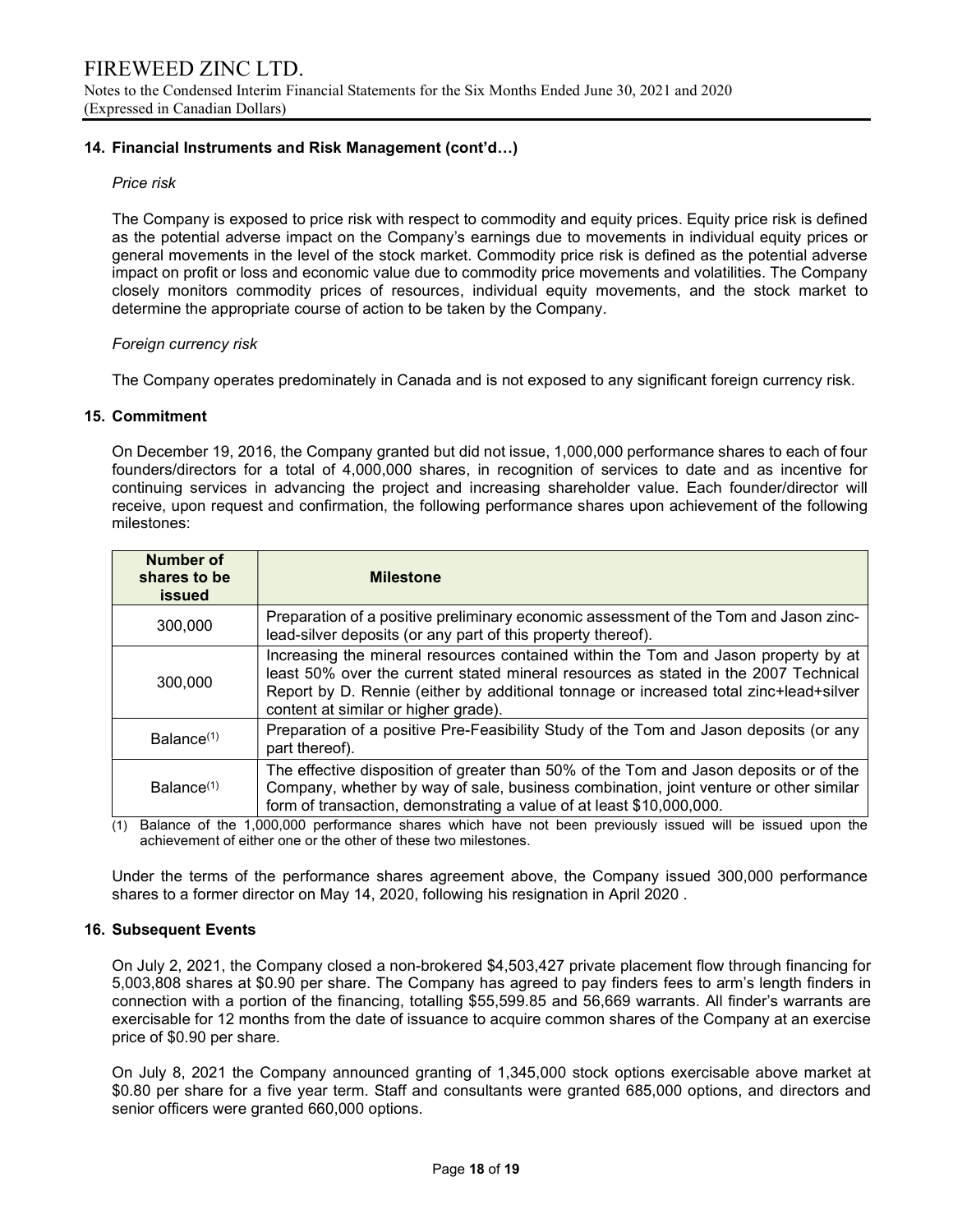## 14. Financial Instruments and Risk Management (cont'd…)

*Price risk*

The Company is exposed to price risk with respect to commodity and equity prices. Equity price risk is defined as the potential adverse impact on the Company's earnings due to movements in individual equity prices or general movements in the level of the stock market. Commodity price risk is defined as the potential adverse impact on profit or loss and economic value due to commodity price movements and volatilities. The Company closely monitors commodity prices of resources, individual equity movements, and the stock market to determine the appropriate course of action to be taken by the Company.

*Foreign currency risk*

The Company operates predominately in Canada and is not exposed to any significant foreign currency risk.

## 15. Commitment

On December 19, 2016, the Company granted but did not issue, 1,000,000 performance shares to each of four founders/directors for a total of 4,000,000 shares, in recognition of services to date and as incentive for continuing services in advancing the project and increasing shareholder value. Each founder/director will receive, upon request and confirmation, the following performance shares upon achievement of the following milestones:

| Number of shares to be issued | Milestone |
|---|---|
| 300,000 | Preparation of a positive preliminary economic assessment of the Tom and Jason zinc-lead-silver deposits (or any part of this property thereof). |
| 300,000 | Increasing the mineral resources contained within the Tom and Jason property by at least 50% over the current stated mineral resources as stated in the 2007 Technical Report by D. Rennie (either by additional tonnage or increased total zinc+lead+silver content at similar or higher grade). |
| Balance(1) | Preparation of a positive Pre-Feasibility Study of the Tom and Jason deposits (or any part thereof). |
| Balance(1) | The effective disposition of greater than 50% of the Tom and Jason deposits or of the Company, whether by way of sale, business combination, joint venture or other similar form of transaction, demonstrating a value of at least $10,000,000. |

(1) Balance of the 1,000,000 performance shares which have not been previously issued will be issued upon the achievement of either one or the other of these two milestones.

Under the terms of the performance shares agreement above, the Company issued 300,000 performance shares to a former director on May 14, 2020, following his resignation in April 2020 .

## 16. Subsequent Events

On July 2, 2021, the Company closed a non-brokered $4,503,427 private placement flow through financing for 5,003,808 shares at $0.90 per share. The Company has agreed to pay finders fees to arm's length finders in connection with a portion of the financing, totalling $55,599.85 and 56,669 warrants. All finder's warrants are exercisable for 12 months from the date of issuance to acquire common shares of the Company at an exercise price of $0.90 per share.

On July 8, 2021 the Company announced granting of 1,345,000 stock options exercisable above market at $0.80 per share for a five year term. Staff and consultants were granted 685,000 options, and directors and senior officers were granted 660,000 options.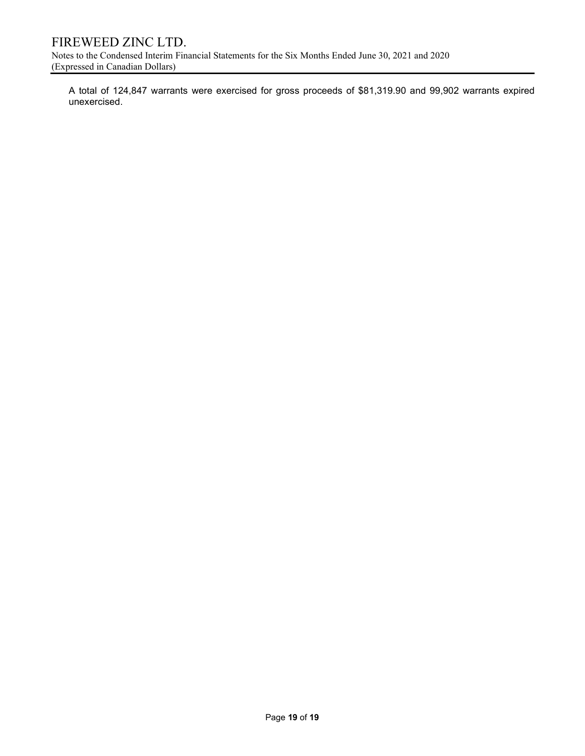A total of 124,847 warrants were exercised for gross proceeds of $81,319.90 and 99,902 warrants expired unexercised.